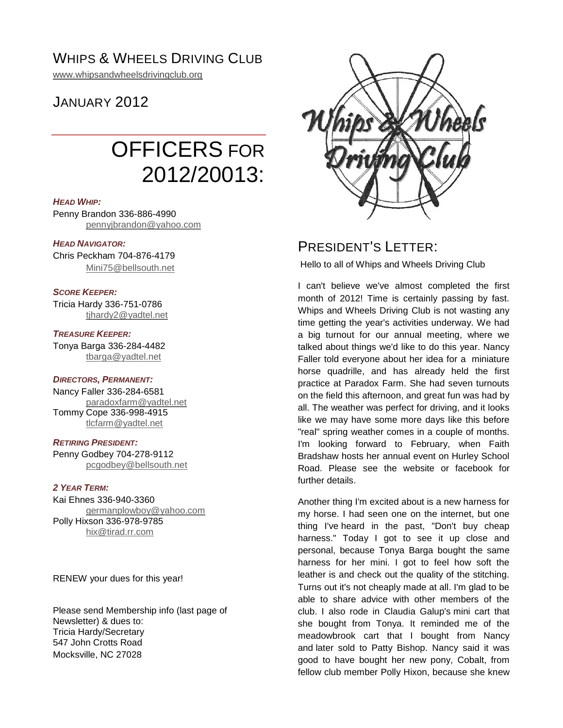# WHIPS & WHEELS DRIVING CLUB

www.whipsandwheelsdrivingclub.org

## JANUARY 2012

# OFFICERS FOR 2012/20013:

***HEAD WHIP:***
Penny Brandon 336-886-4990
pennyjbrandon@yahoo.com

***HEAD NAVIGATOR:***
Chris Peckham 704-876-4179
Mini75@bellsouth.net

***SCORE KEEPER:***
Tricia Hardy 336-751-0786
tjhardy2@yadtel.net

***TREASURE KEEPER:***
Tonya Barga 336-284-4482
tbarga@yadtel.net

***DIRECTORS, PERMANENT:***
Nancy Faller 336-284-6581
paradoxfarm@yadtel.net
Tommy Cope 336-998-4915
tlcfarm@yadtel.net

***RETIRING PRESIDENT:***
Penny Godbey 704-278-9112
pcgodbey@bellsouth.net

***2 YEAR TERM:***
Kai Ehnes 336-940-3360
germanplowboy@yahoo.com
Polly Hixson 336-978-9785
hix@tirad.rr.com

RENEW your dues for this year!

Please send Membership info (last page of Newsletter) & dues to:
Tricia Hardy/Secretary
547 John Crotts Road
Mocksville, NC 27028

## PRESIDENT'S LETTER:

Hello to all of Whips and Wheels Driving Club

I can't believe we've almost completed the first month of 2012! Time is certainly passing by fast. Whips and Wheels Driving Club is not wasting any time getting the year's activities underway. We had a big turnout for our annual meeting, where we talked about things we'd like to do this year. Nancy Faller told everyone about her idea for a miniature horse quadrille, and has already held the first practice at Paradox Farm. She had seven turnouts on the field this afternoon, and great fun was had by all. The weather was perfect for driving, and it looks like we may have some more days like this before "real" spring weather comes in a couple of months. I'm looking forward to February, when Faith Bradshaw hosts her annual event on Hurley School Road. Please see the website or facebook for further details.

Another thing I'm excited about is a new harness for my horse. I had seen one on the internet, but one thing I've heard in the past, "Don't buy cheap harness." Today I got to see it up close and personal, because Tonya Barga bought the same harness for her mini. I got to feel how soft the leather is and check out the quality of the stitching. Turns out it's not cheaply made at all. I'm glad to be able to share advice with other members of the club. I also rode in Claudia Galup's mini cart that she bought from Tonya. It reminded me of the meadowbrook cart that I bought from Nancy and later sold to Patty Bishop. Nancy said it was good to have bought her new pony, Cobalt, from fellow club member Polly Hixon, because she knew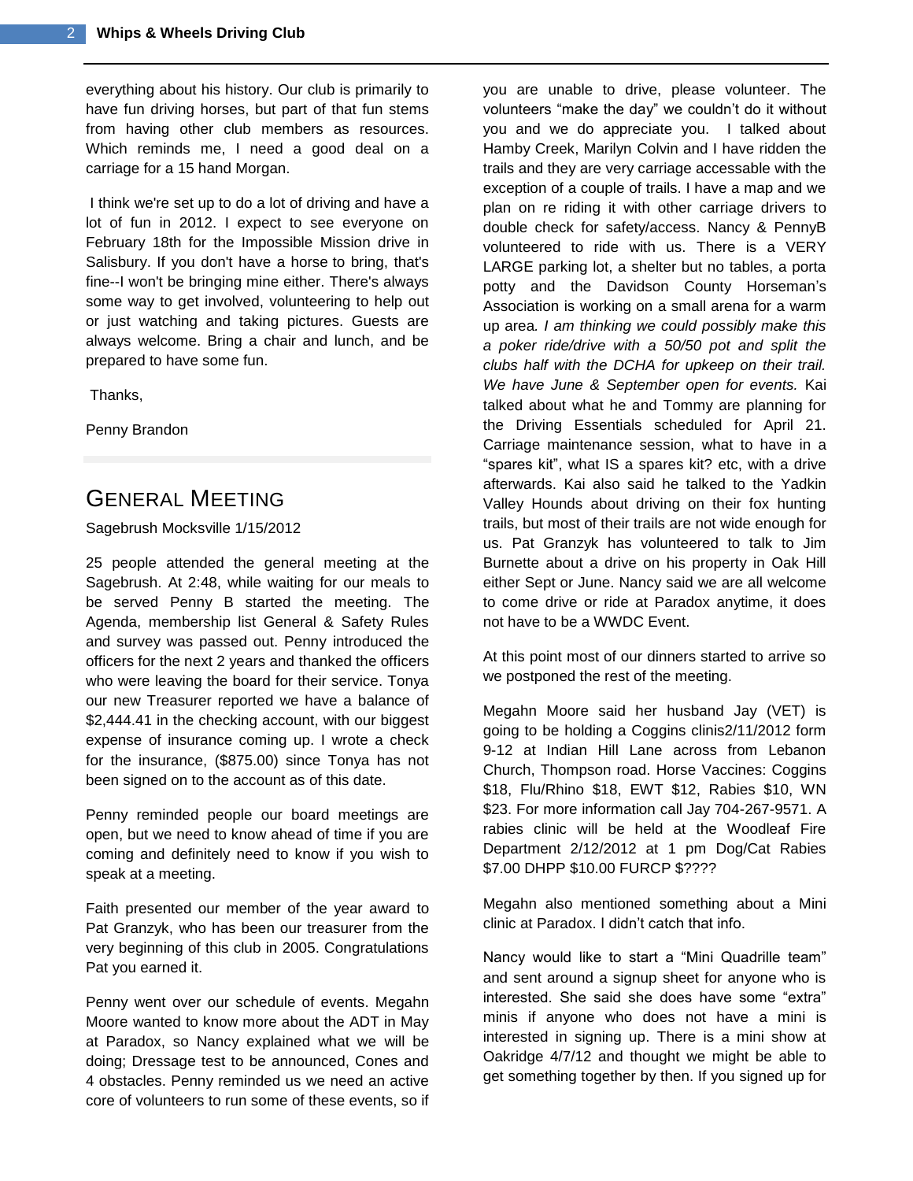everything about his history. Our club is primarily to have fun driving horses, but part of that fun stems from having other club members as resources. Which reminds me, I need a good deal on a carriage for a 15 hand Morgan.

I think we're set up to do a lot of driving and have a lot of fun in 2012. I expect to see everyone on February 18th for the Impossible Mission drive in Salisbury. If you don't have a horse to bring, that's fine--I won't be bringing mine either. There's always some way to get involved, volunteering to help out or just watching and taking pictures. Guests are always welcome. Bring a chair and lunch, and be prepared to have some fun.

Thanks,

Penny Brandon

## General Meeting

Sagebrush Mocksville 1/15/2012

25 people attended the general meeting at the Sagebrush. At 2:48, while waiting for our meals to be served Penny B started the meeting. The Agenda, membership list General & Safety Rules and survey was passed out. Penny introduced the officers for the next 2 years and thanked the officers who were leaving the board for their service. Tonya our new Treasurer reported we have a balance of $2,444.41 in the checking account, with our biggest expense of insurance coming up. I wrote a check for the insurance, ($875.00) since Tonya has not been signed on to the account as of this date.

Penny reminded people our board meetings are open, but we need to know ahead of time if you are coming and definitely need to know if you wish to speak at a meeting.

Faith presented our member of the year award to Pat Granzyk, who has been our treasurer from the very beginning of this club in 2005. Congratulations Pat you earned it.

Penny went over our schedule of events. Megahn Moore wanted to know more about the ADT in May at Paradox, so Nancy explained what we will be doing; Dressage test to be announced, Cones and 4 obstacles. Penny reminded us we need an active core of volunteers to run some of these events, so if you are unable to drive, please volunteer. The volunteers "make the day" we couldn't do it without you and we do appreciate you. I talked about Hamby Creek, Marilyn Colvin and I have ridden the trails and they are very carriage accessable with the exception of a couple of trails. I have a map and we plan on re riding it with other carriage drivers to double check for safety/access. Nancy & PennyB volunteered to ride with us. There is a VERY LARGE parking lot, a shelter but no tables, a porta potty and the Davidson County Horseman's Association is working on a small arena for a warm up area. *I am thinking we could possibly make this a poker ride/drive with a 50/50 pot and split the clubs half with the DCHA for upkeep on their trail. We have June & September open for events.* Kai talked about what he and Tommy are planning for the Driving Essentials scheduled for April 21. Carriage maintenance session, what to have in a "spares kit", what IS a spares kit? etc, with a drive afterwards. Kai also said he talked to the Yadkin Valley Hounds about driving on their fox hunting trails, but most of their trails are not wide enough for us. Pat Granzyk has volunteered to talk to Jim Burnette about a drive on his property in Oak Hill either Sept or June. Nancy said we are all welcome to come drive or ride at Paradox anytime, it does not have to be a WWDC Event.

At this point most of our dinners started to arrive so we postponed the rest of the meeting.

Megahn Moore said her husband Jay (VET) is going to be holding a Coggins clinis2/11/2012 form 9-12 at Indian Hill Lane across from Lebanon Church, Thompson road. Horse Vaccines: Coggins $18, Flu/Rhino $18, EWT $12, Rabies $10, WN $23. For more information call Jay 704-267-9571. A rabies clinic will be held at the Woodleaf Fire Department 2/12/2012 at 1 pm Dog/Cat Rabies $7.00 DHPP $10.00 FURCP $????

Megahn also mentioned something about a Mini clinic at Paradox. I didn't catch that info.

Nancy would like to start a "Mini Quadrille team" and sent around a signup sheet for anyone who is interested. She said she does have some "extra" minis if anyone who does not have a mini is interested in signing up. There is a mini show at Oakridge 4/7/12 and thought we might be able to get something together by then. If you signed up for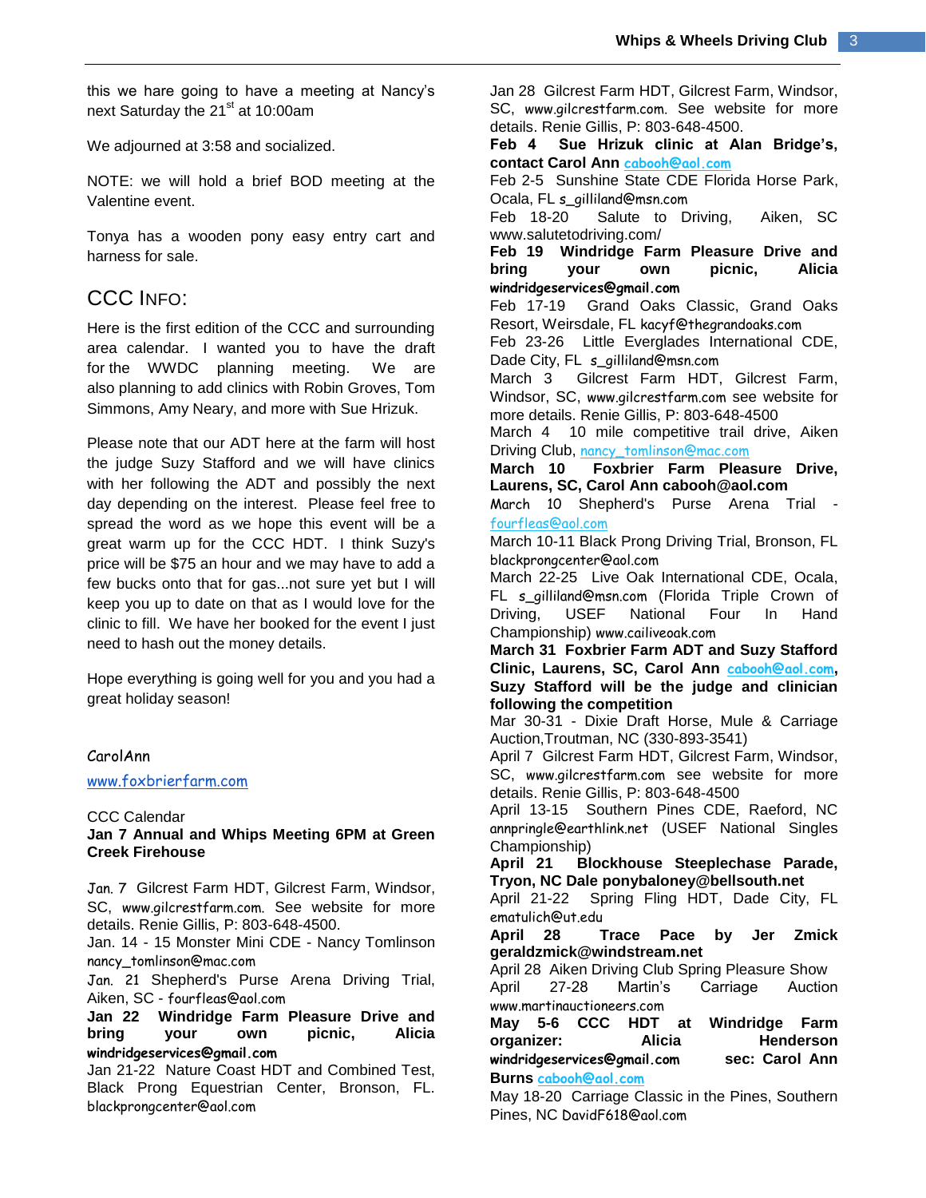this we hare going to have a meeting at Nancy's next Saturday the 21st at 10:00am

We adjourned at 3:58 and socialized.

NOTE: we will hold a brief BOD meeting at the Valentine event.

Tonya has a wooden pony easy entry cart and harness for sale.

## CCC INFO:

Here is the first edition of the CCC and surrounding area calendar. I wanted you to have the draft for the WWDC planning meeting. We are also planning to add clinics with Robin Groves, Tom Simmons, Amy Neary, and more with Sue Hrizuk.

Please note that our ADT here at the farm will host the judge Suzy Stafford and we will have clinics with her following the ADT and possibly the next day depending on the interest. Please feel free to spread the word as we hope this event will be a great warm up for the CCC HDT. I think Suzy's price will be $75 an hour and we may have to add a few bucks onto that for gas...not sure yet but I will keep you up to date on that as I would love for the clinic to fill. We have her booked for the event I just need to hash out the money details.

Hope everything is going well for you and you had a great holiday season!

CarolAnn

www.foxbrierfarm.com

CCC Calendar

**Jan 7 Annual and Whips Meeting 6PM at Green Creek Firehouse**

Jan. 7 Gilcrest Farm HDT, Gilcrest Farm, Windsor, SC, www.gilcrestfarm.com. See website for more details. Renie Gillis, P: 803-648-4500.
Jan. 14 - 15 Monster Mini CDE - Nancy Tomlinson nancy_tomlinson@mac.com
Jan. 21 Shepherd's Purse Arena Driving Trial, Aiken, SC - fourfleas@aol.com
**Jan 22 Windridge Farm Pleasure Drive and bring your own picnic, Alicia windridgeservices@gmail.com**
Jan 21-22 Nature Coast HDT and Combined Test, Black Prong Equestrian Center, Bronson, FL. blackprongcenter@aol.com
Jan 28 Gilcrest Farm HDT, Gilcrest Farm, Windsor, SC, www.gilcrestfarm.com. See website for more details. Renie Gillis, P: 803-648-4500.
**Feb 4 Sue Hrizuk clinic at Alan Bridge's, contact Carol Ann cabooh@aol.com**
Feb 2-5 Sunshine State CDE Florida Horse Park, Ocala, FL s_gilliland@msn.com
Feb 18-20 Salute to Driving, Aiken, SC www.salutetodriving.com/
**Feb 19 Windridge Farm Pleasure Drive and bring your own picnic, Alicia windridgeservices@gmail.com**
Feb 17-19 Grand Oaks Classic, Grand Oaks Resort, Weirsdale, FL kacyf@thegrandoaks.com
Feb 23-26 Little Everglades International CDE, Dade City, FL s_gilliland@msn.com
March 3 Gilcrest Farm HDT, Gilcrest Farm, Windsor, SC, www.gilcrestfarm.com see website for more details. Renie Gillis, P: 803-648-4500
March 4 10 mile competitive trail drive, Aiken Driving Club, nancy_tomlinson@mac.com
**March 10 Foxbrier Farm Pleasure Drive, Laurens, SC, Carol Ann cabooh@aol.com**
March 10 Shepherd's Purse Arena Trial - fourfleas@aol.com
March 10-11 Black Prong Driving Trial, Bronson, FL blackprongcenter@aol.com
March 22-25 Live Oak International CDE, Ocala, FL s_gilliland@msn.com (Florida Triple Crown of Driving, USEF National Four In Hand Championship) www.cailiveoak.com
**March 31 Foxbrier Farm ADT and Suzy Stafford Clinic, Laurens, SC, Carol Ann cabooh@aol.com, Suzy Stafford will be the judge and clinician following the competition**
Mar 30-31 - Dixie Draft Horse, Mule & Carriage Auction,Troutman, NC (330-893-3541)
April 7 Gilcrest Farm HDT, Gilcrest Farm, Windsor, SC, www.gilcrestfarm.com see website for more details. Renie Gillis, P: 803-648-4500
April 13-15 Southern Pines CDE, Raeford, NC annpringle@earthlink.net (USEF National Singles Championship)
**April 21 Blockhouse Steeplechase Parade, Tryon, NC Dale ponybaloney@bellsouth.net**
April 21-22 Spring Fling HDT, Dade City, FL ematulich@ut.edu
**April 28 Trace Pace by Jer Zmick geraldzmick@windstream.net**
April 28 Aiken Driving Club Spring Pleasure Show
April 27-28 Martin's Carriage Auction www.martinauctioneers.com
**May 5-6 CCC HDT at Windridge Farm organizer: Alicia Henderson windridgeservices@gmail.com sec: Carol Ann Burns cabooh@aol.com**
May 18-20 Carriage Classic in the Pines, Southern Pines, NC DavidF618@aol.com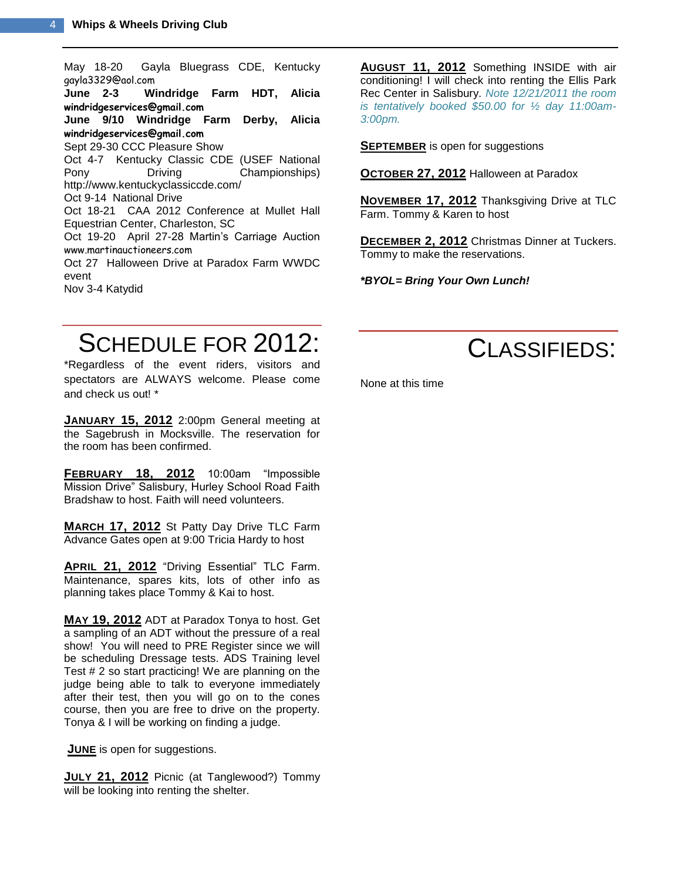May 18-20 Gayla Bluegrass CDE, Kentucky gayla3329@aol.com

**June 2-3 Windridge Farm HDT, Alicia windridgeservices@gmail.com**

**June 9/10 Windridge Farm Derby, Alicia windridgeservices@gmail.com**

Sept 29-30 CCC Pleasure Show

Oct 4-7 Kentucky Classic CDE (USEF National Pony Driving Championships) http://www.kentuckyclassiccde.com/

Oct 9-14 National Drive

Oct 18-21 CAA 2012 Conference at Mullet Hall Equestrian Center, Charleston, SC

Oct 19-20 April 27-28 Martin's Carriage Auction www.martinauctioneers.com

Oct 27 Halloween Drive at Paradox Farm WWDC event

Nov 3-4 Katydid

# SCHEDULE FOR 2012:

*Regardless of the event riders, visitors and spectators are ALWAYS welcome. Please come and check us out! *

**JANUARY 15, 2012** 2:00pm General meeting at the Sagebrush in Mocksville. The reservation for the room has been confirmed.

**FEBRUARY 18, 2012** 10:00am "Impossible Mission Drive" Salisbury, Hurley School Road Faith Bradshaw to host. Faith will need volunteers.

**MARCH 17, 2012** St Patty Day Drive TLC Farm Advance Gates open at 9:00 Tricia Hardy to host

**APRIL 21, 2012** "Driving Essential" TLC Farm. Maintenance, spares kits, lots of other info as planning takes place Tommy & Kai to host.

**MAY 19, 2012** ADT at Paradox Tonya to host. Get a sampling of an ADT without the pressure of a real show! You will need to PRE Register since we will be scheduling Dressage tests. ADS Training level Test # 2 so start practicing! We are planning on the judge being able to talk to everyone immediately after their test, then you will go on to the cones course, then you are free to drive on the property. Tonya & I will be working on finding a judge.

**JUNE** is open for suggestions.

**JULY 21, 2012** Picnic (at Tanglewood?) Tommy will be looking into renting the shelter.

**AUGUST 11, 2012** Something INSIDE with air conditioning! I will check into renting the Ellis Park Rec Center in Salisbury. *Note 12/21/2011 the room is tentatively booked $50.00 for ½ day 11:00am-3:00pm.*

**SEPTEMBER** is open for suggestions

**OCTOBER 27, 2012** Halloween at Paradox

**NOVEMBER 17, 2012** Thanksgiving Drive at TLC Farm. Tommy & Karen to host

**DECEMBER 2, 2012** Christmas Dinner at Tuckers. Tommy to make the reservations.

***BYOL= Bring Your Own Lunch!***

# CLASSIFIEDS:

None at this time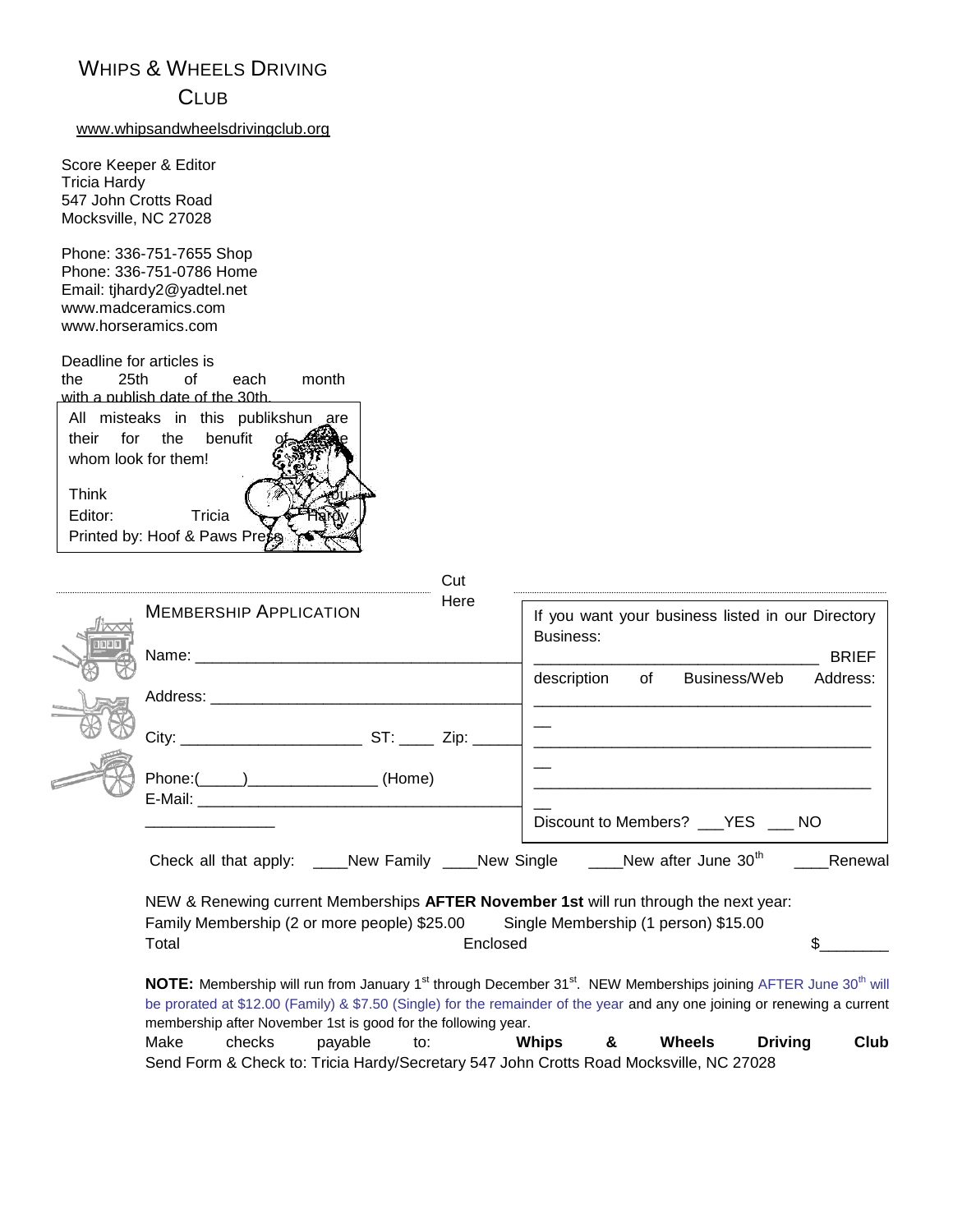# WHIPS & WHEELS DRIVING CLUB

www.whipsandwheelsdrivingclub.org

Score Keeper & Editor
Tricia Hardy
547 John Crotts Road
Mocksville, NC 27028

Phone: 336-751-7655 Shop
Phone: 336-751-0786 Home
Email: tjhardy2@yadtel.net
www.madceramics.com
www.horseramics.com

Deadline for articles is the 25th of each month with a publish date of the 30th.

All misteaks in this publikshun are their for the benufit of those whom look for them!

Think you
Editor: Tricia Hardy
Printed by: Hoof & Paws Press

Cut Here

## MEMBERSHIP APPLICATION

Name: ____________________________________

Address: __________________________________

City: ____________________ ST: ____ Zip: ______

Phone:(_____)_______________ (Home)

E-Mail: ____________________________________

_______________

If you want your business listed in our Directory Business:

_______________________________ BRIEF description of Business/Web Address:

_______________________________________

_______________________________________

_______________________________________

Discount to Members? ___YES ___ NO

Check all that apply: ____New Family ____New Single ____New after June 30th ____Renewal

NEW & Renewing current Memberships **AFTER November 1st** will run through the next year:

Family Membership (2 or more people) $25.00 Single Membership (1 person) $15.00

Total Enclosed $________

**NOTE:** Membership will run from January 1st through December 31st. NEW Memberships joining AFTER June 30th will be prorated at $12.00 (Family) & $7.50 (Single) for the remainder of the year and any one joining or renewing a current membership after November 1st is good for the following year.

Make checks payable to: **Whips & Wheels Driving Club**

Send Form & Check to: Tricia Hardy/Secretary 547 John Crotts Road Mocksville, NC 27028